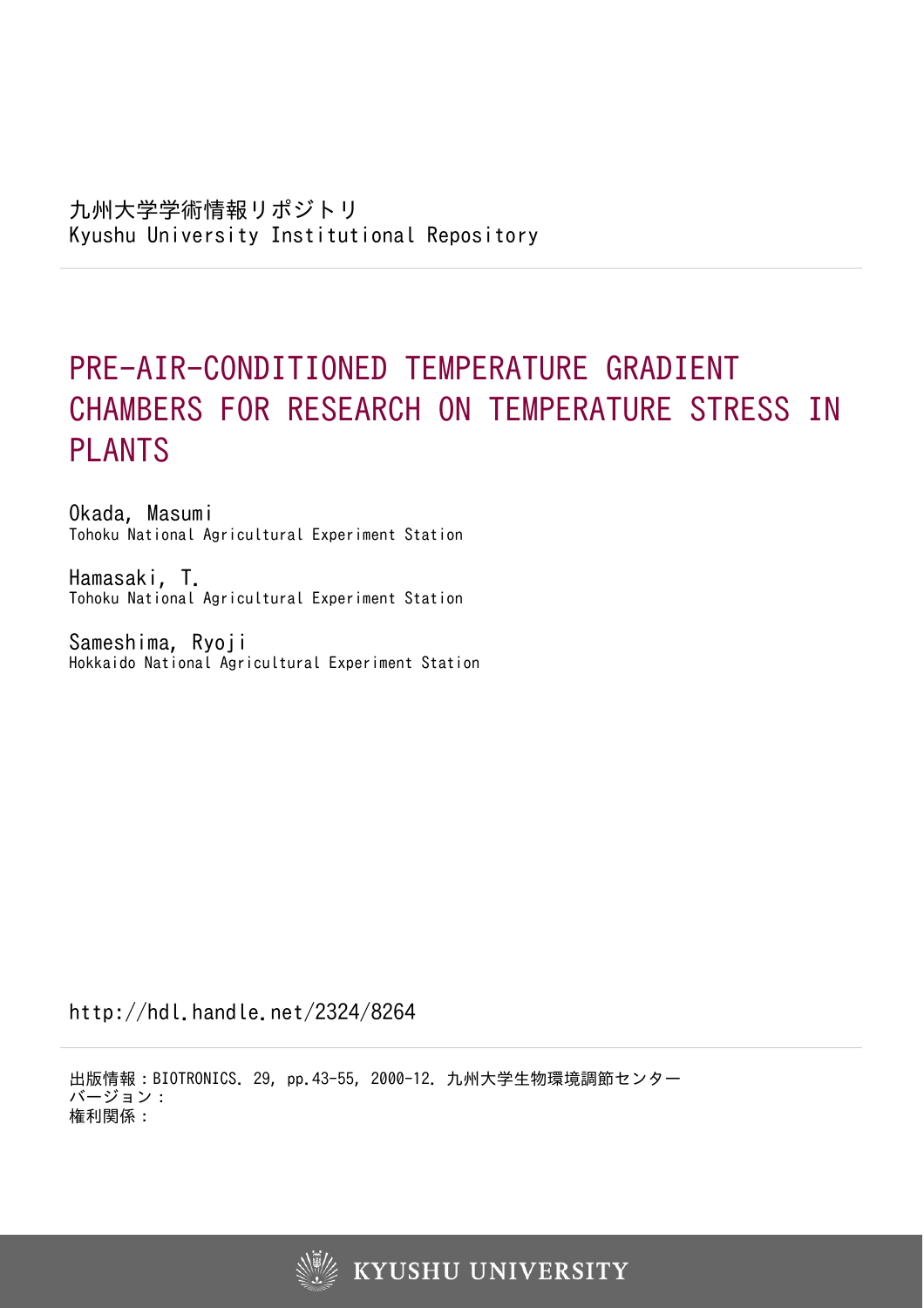九州大学学術情報リポジトリ
Kyushu University Institutional Repository

# PRE-AIR-CONDITIONED TEMPERATURE GRADIENT CHAMBERS FOR RESEARCH ON TEMPERATURE STRESS IN PLANTS

Okada, Masumi
Tohoku National Agricultural Experiment Station

Hamasaki, T.
Tohoku National Agricultural Experiment Station

Sameshima, Ryoji
Hokkaido National Agricultural Experiment Station

http://hdl.handle.net/2324/8264

出版情報：BIOTRONICS. 29, pp.43-55, 2000-12. 九州大学生物環境調節センター
バージョン：
権利関係：

KYUSHU UNIVERSITY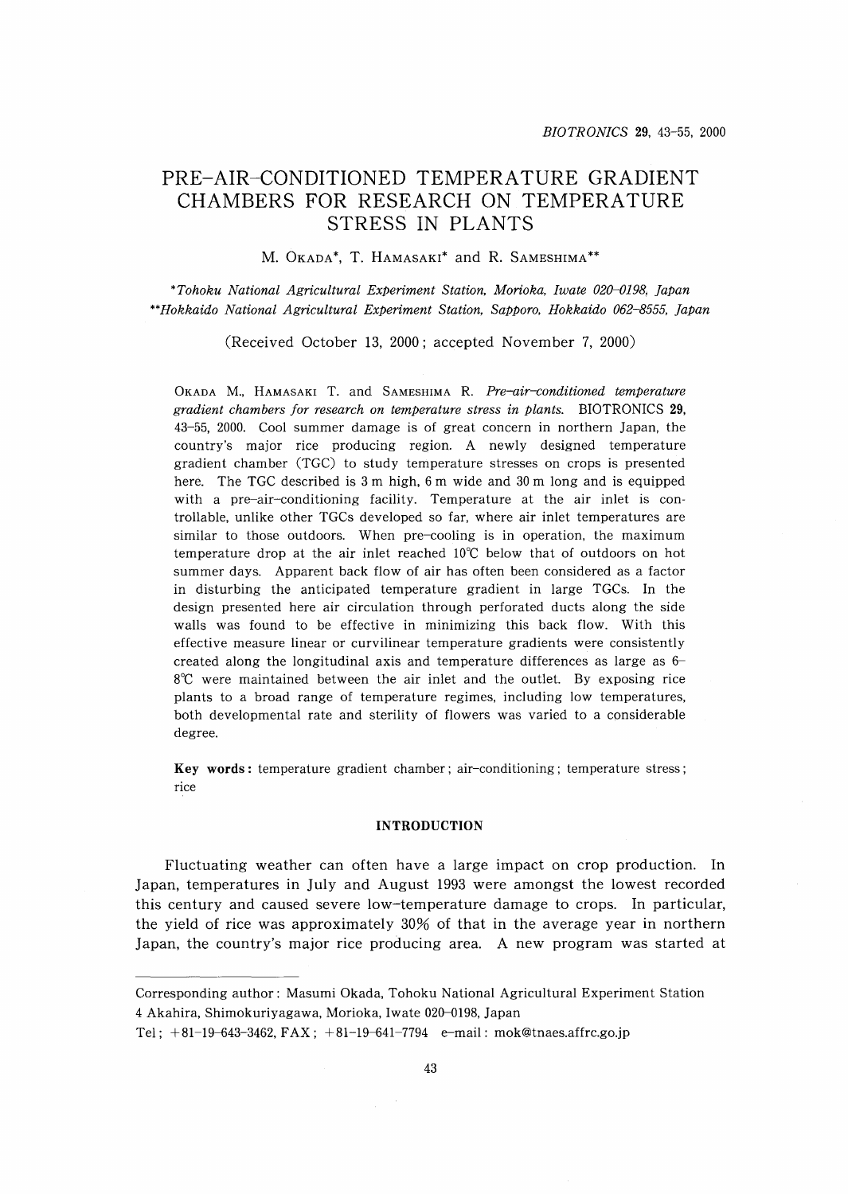# PRE-AIR-CONDITIONED TEMPERATURE GRADIENT CHAMBERS FOR RESEARCH ON TEMPERATURE STRESS IN PLANTS

M. OKADA*, T. HAMASAKI* and R. SAMESHIMA**

*Tohoku National Agricultural Experiment Station, Morioka, Iwate 020-0198, Japan*
**Hokkaido National Agricultural Experiment Station, Sapporo, Hokkaido 062-8555, Japan*

(Received October 13, 2000; accepted November 7, 2000)

OKADA M., HAMASAKI T. and SAMESHIMA R. *Pre-air-conditioned temperature gradient chambers for research on temperature stress in plants.* BIOTRONICS **29**, 43-55, 2000. Cool summer damage is of great concern in northern Japan, the country's major rice producing region. A newly designed temperature gradient chamber (TGC) to study temperature stresses on crops is presented here. The TGC described is 3 m high, 6 m wide and 30 m long and is equipped with a pre-air-conditioning facility. Temperature at the air inlet is controllable, unlike other TGCs developed so far, where air inlet temperatures are similar to those outdoors. When pre-cooling is in operation, the maximum temperature drop at the air inlet reached 10℃ below that of outdoors on hot summer days. Apparent back flow of air has often been considered as a factor in disturbing the anticipated temperature gradient in large TGCs. In the design presented here air circulation through perforated ducts along the side walls was found to be effective in minimizing this back flow. With this effective measure linear or curvilinear temperature gradients were consistently created along the longitudinal axis and temperature differences as large as 6-8℃ were maintained between the air inlet and the outlet. By exposing rice plants to a broad range of temperature regimes, including low temperatures, both developmental rate and sterility of flowers was varied to a considerable degree.

**Key words:** temperature gradient chamber; air-conditioning; temperature stress; rice

## INTRODUCTION

Fluctuating weather can often have a large impact on crop production. In Japan, temperatures in July and August 1993 were amongst the lowest recorded this century and caused severe low-temperature damage to crops. In particular, the yield of rice was approximately 30% of that in the average year in northern Japan, the country's major rice producing area. A new program was started at

---

Corresponding author: Masumi Okada, Tohoku National Agricultural Experiment Station
4 Akahira, Shimokuriyagawa, Morioka, Iwate 020-0198, Japan
Tel; +81-19-643-3462, FAX; +81-19-641-7794 e-mail: mok@tnaes.affrc.go.jp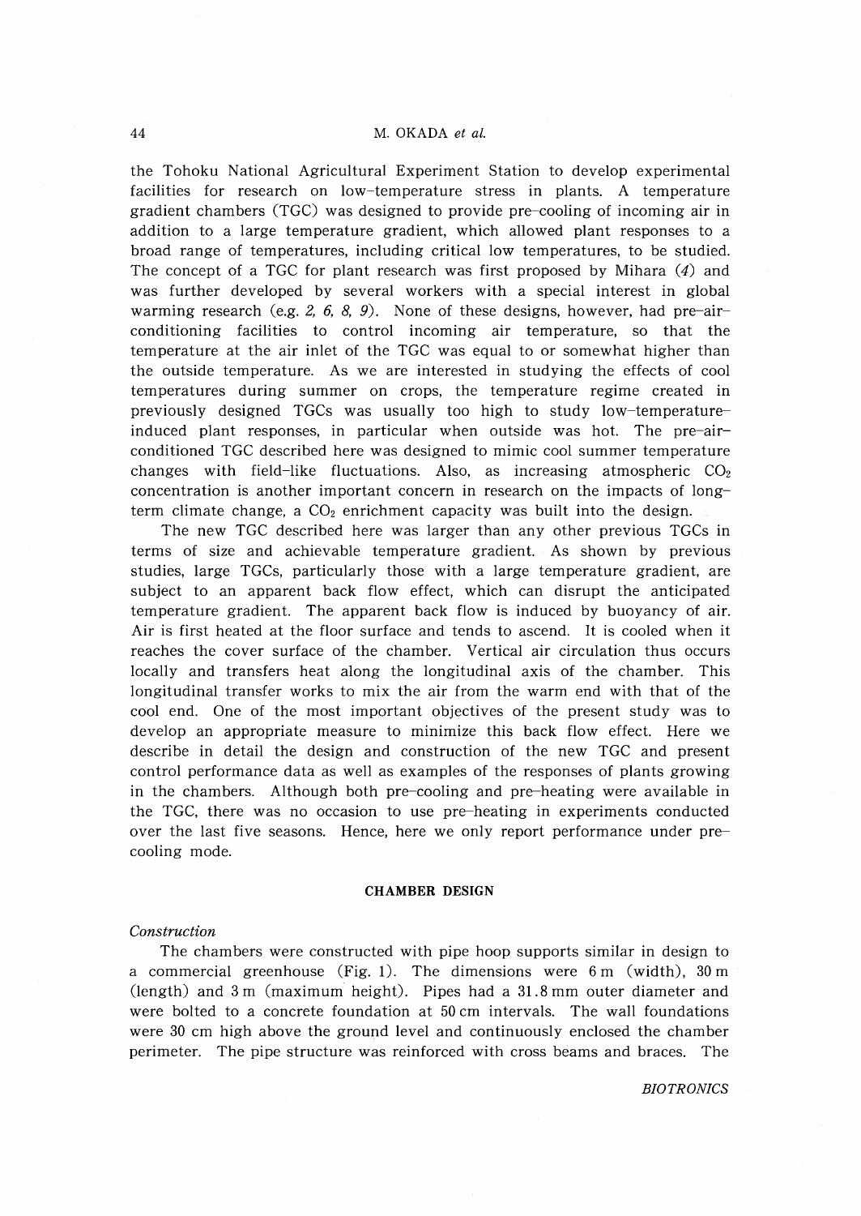the Tohoku National Agricultural Experiment Station to develop experimental facilities for research on low-temperature stress in plants. A temperature gradient chambers (TGC) was designed to provide pre-cooling of incoming air in addition to a large temperature gradient, which allowed plant responses to a broad range of temperatures, including critical low temperatures, to be studied. The concept of a TGC for plant research was first proposed by Mihara (*4*) and was further developed by several workers with a special interest in global warming research (e.g. *2, 6, 8, 9*). None of these designs, however, had pre-air-conditioning facilities to control incoming air temperature, so that the temperature at the air inlet of the TGC was equal to or somewhat higher than the outside temperature. As we are interested in studying the effects of cool temperatures during summer on crops, the temperature regime created in previously designed TGCs was usually too high to study low-temperature-induced plant responses, in particular when outside was hot. The pre-air-conditioned TGC described here was designed to mimic cool summer temperature changes with field-like fluctuations. Also, as increasing atmospheric $CO_2$ concentration is another important concern in research on the impacts of long-term climate change, a $CO_2$ enrichment capacity was built into the design.

The new TGC described here was larger than any other previous TGCs in terms of size and achievable temperature gradient. As shown by previous studies, large TGCs, particularly those with a large temperature gradient, are subject to an apparent back flow effect, which can disrupt the anticipated temperature gradient. The apparent back flow is induced by buoyancy of air. Air is first heated at the floor surface and tends to ascend. It is cooled when it reaches the cover surface of the chamber. Vertical air circulation thus occurs locally and transfers heat along the longitudinal axis of the chamber. This longitudinal transfer works to mix the air from the warm end with that of the cool end. One of the most important objectives of the present study was to develop an appropriate measure to minimize this back flow effect. Here we describe in detail the design and construction of the new TGC and present control performance data as well as examples of the responses of plants growing in the chambers. Although both pre-cooling and pre-heating were available in the TGC, there was no occasion to use pre-heating in experiments conducted over the last five seasons. Hence, here we only report performance under pre-cooling mode.

## CHAMBER DESIGN

### *Construction*

The chambers were constructed with pipe hoop supports similar in design to a commercial greenhouse (Fig. 1). The dimensions were 6 m (width), 30 m (length) and 3 m (maximum height). Pipes had a 31.8 mm outer diameter and were bolted to a concrete foundation at 50 cm intervals. The wall foundations were 30 cm high above the ground level and continuously enclosed the chamber perimeter. The pipe structure was reinforced with cross beams and braces. The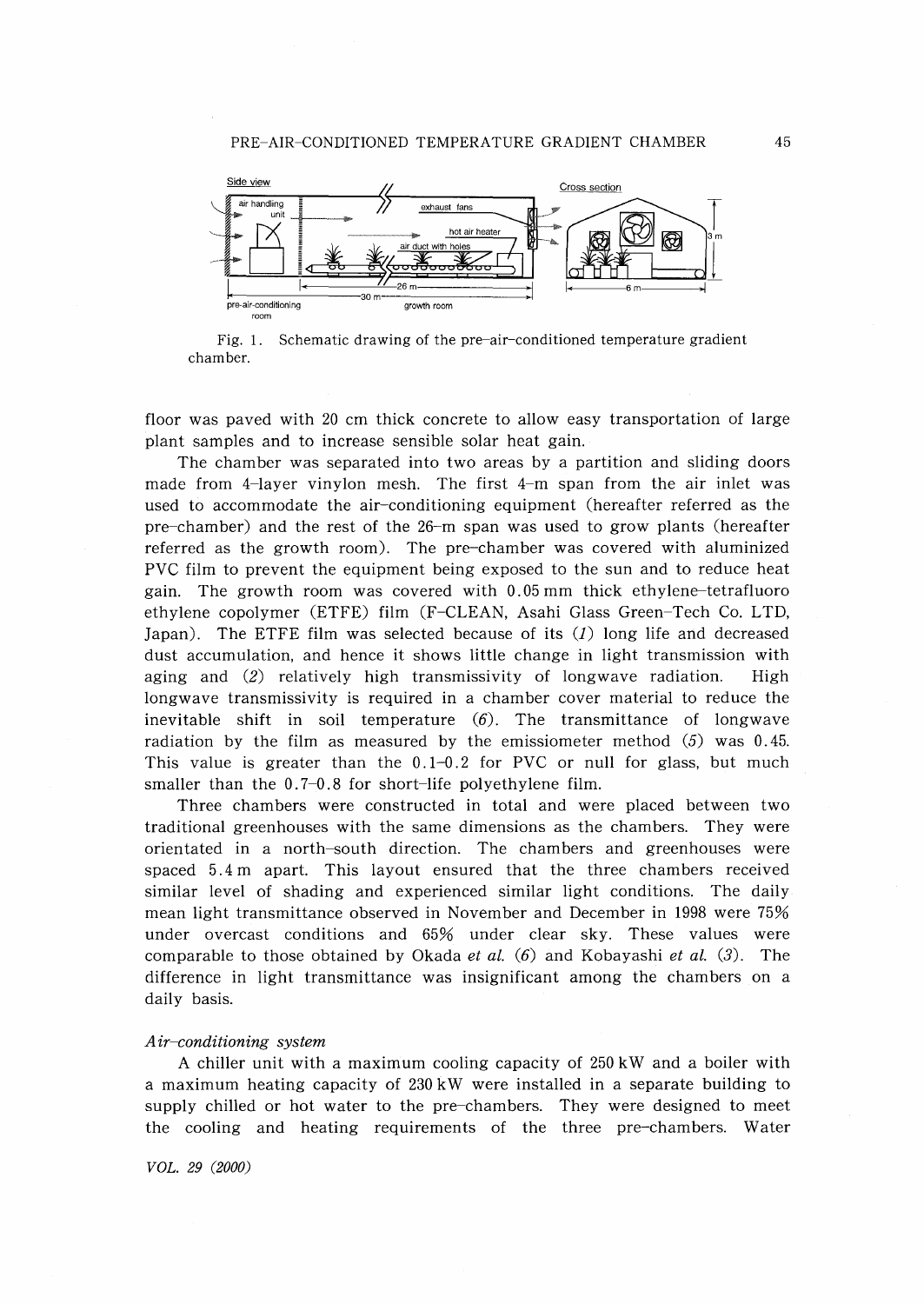Fig. 1. Schematic drawing of the pre-air-conditioned temperature gradient chamber.

floor was paved with 20 cm thick concrete to allow easy transportation of large plant samples and to increase sensible solar heat gain.

The chamber was separated into two areas by a partition and sliding doors made from 4-layer vinylon mesh. The first 4-m span from the air inlet was used to accommodate the air-conditioning equipment (hereafter referred as the pre-chamber) and the rest of the 26-m span was used to grow plants (hereafter referred as the growth room). The pre-chamber was covered with aluminized PVC film to prevent the equipment being exposed to the sun and to reduce heat gain. The growth room was covered with 0.05 mm thick ethylene-tetrafluoro ethylene copolymer (ETFE) film (F-CLEAN, Asahi Glass Green-Tech Co. LTD, Japan). The ETFE film was selected because of its (*1*) long life and decreased dust accumulation, and hence it shows little change in light transmission with aging and (*2*) relatively high transmissivity of longwave radiation. High longwave transmissivity is required in a chamber cover material to reduce the inevitable shift in soil temperature (*6*). The transmittance of longwave radiation by the film as measured by the emissiometer method (*5*) was 0.45. This value is greater than the 0.1–0.2 for PVC or null for glass, but much smaller than the 0.7–0.8 for short-life polyethylene film.

Three chambers were constructed in total and were placed between two traditional greenhouses with the same dimensions as the chambers. They were orientated in a north-south direction. The chambers and greenhouses were spaced 5.4 m apart. This layout ensured that the three chambers received similar level of shading and experienced similar light conditions. The daily mean light transmittance observed in November and December in 1998 were 75% under overcast conditions and 65% under clear sky. These values were comparable to those obtained by Okada *et al.* (*6*) and Kobayashi *et al.* (*3*). The difference in light transmittance was insignificant among the chambers on a daily basis.

*Air-conditioning system*

A chiller unit with a maximum cooling capacity of 250 kW and a boiler with a maximum heating capacity of 230 kW were installed in a separate building to supply chilled or hot water to the pre-chambers. They were designed to meet the cooling and heating requirements of the three pre-chambers. Water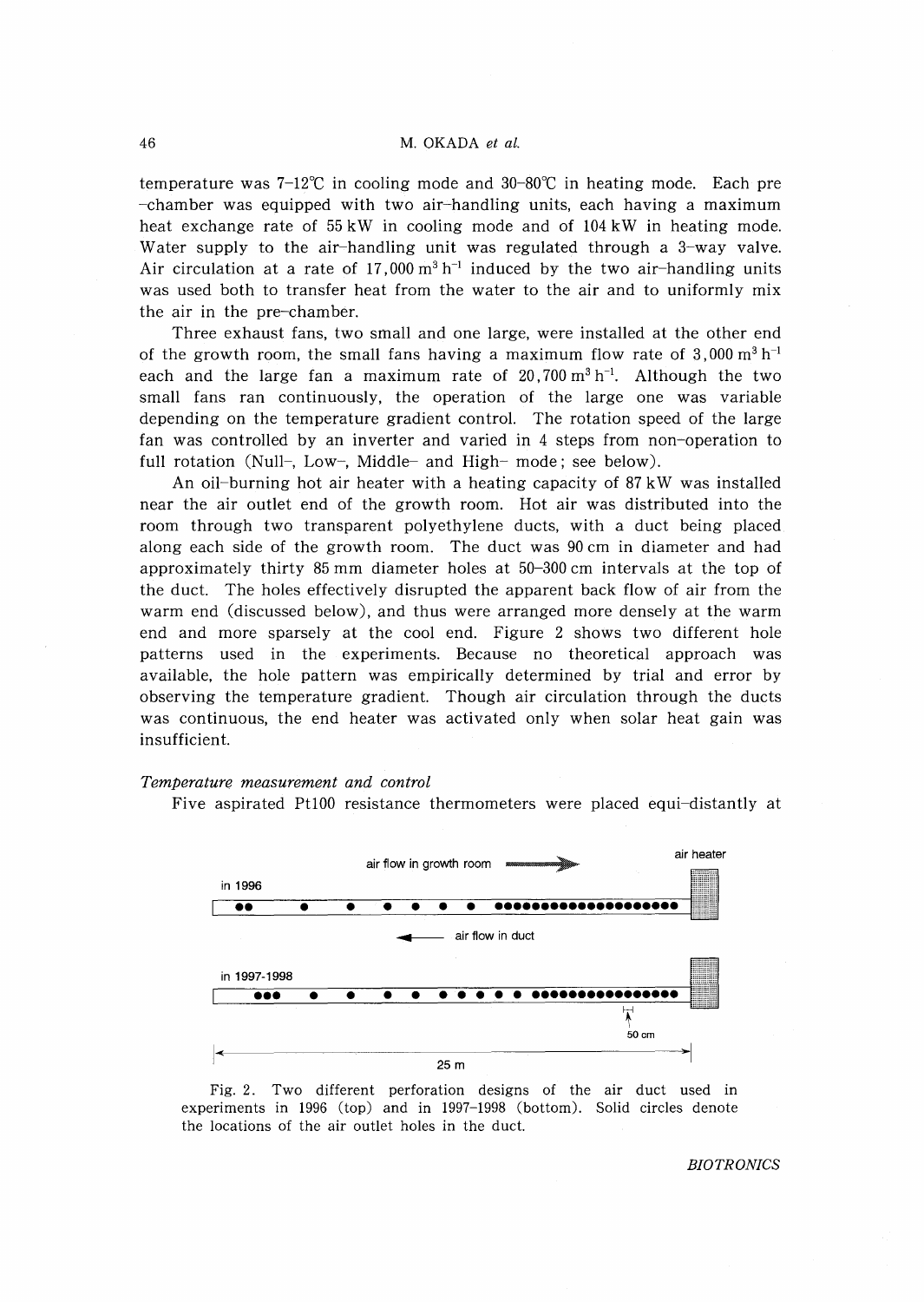temperature was 7–12℃ in cooling mode and 30–80℃ in heating mode. Each pre-chamber was equipped with two air-handling units, each having a maximum heat exchange rate of 55 kW in cooling mode and of 104 kW in heating mode. Water supply to the air-handling unit was regulated through a 3-way valve. Air circulation at a rate of 17,000 $m^3 h^{-1}$ induced by the two air-handling units was used both to transfer heat from the water to the air and to uniformly mix the air in the pre-chamber.

Three exhaust fans, two small and one large, were installed at the other end of the growth room, the small fans having a maximum flow rate of 3,000 $m^3 h^{-1}$ each and the large fan a maximum rate of 20,700 $m^3 h^{-1}$. Although the two small fans ran continuously, the operation of the large one was variable depending on the temperature gradient control. The rotation speed of the large fan was controlled by an inverter and varied in 4 steps from non-operation to full rotation (Null-, Low-, Middle- and High- mode; see below).

An oil-burning hot air heater with a heating capacity of 87 kW was installed near the air outlet end of the growth room. Hot air was distributed into the room through two transparent polyethylene ducts, with a duct being placed along each side of the growth room. The duct was 90 cm in diameter and had approximately thirty 85 mm diameter holes at 50–300 cm intervals at the top of the duct. The holes effectively disrupted the apparent back flow of air from the warm end (discussed below), and thus were arranged more densely at the warm end and more sparsely at the cool end. Figure 2 shows two different hole patterns used in the experiments. Because no theoretical approach was available, the hole pattern was empirically determined by trial and error by observing the temperature gradient. Though air circulation through the ducts was continuous, the end heater was activated only when solar heat gain was insufficient.

*Temperature measurement and control*

Five aspirated Pt100 resistance thermometers were placed equi-distantly at

Fig. 2. Two different perforation designs of the air duct used in experiments in 1996 (top) and in 1997–1998 (bottom). Solid circles denote the locations of the air outlet holes in the duct.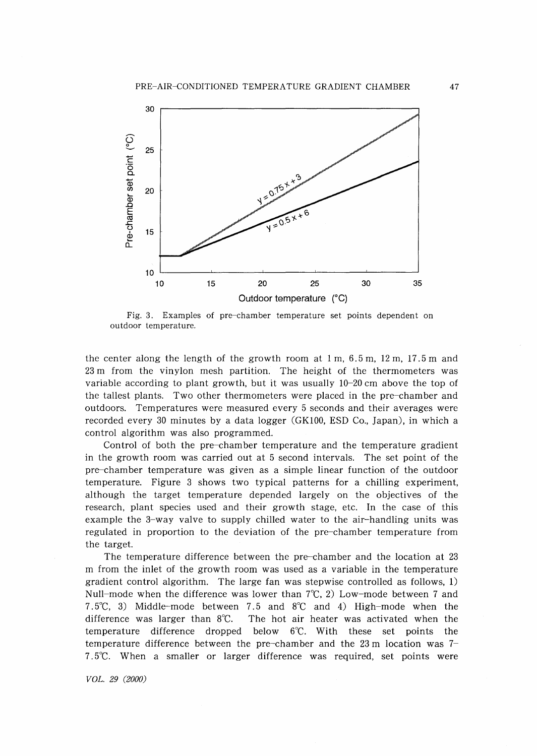Fig. 3. Examples of pre-chamber temperature set points dependent on outdoor temperature.

the center along the length of the growth room at 1 m, 6.5 m, 12 m, 17.5 m and 23 m from the vinylon mesh partition. The height of the thermometers was variable according to plant growth, but it was usually 10–20 cm above the top of the tallest plants. Two other thermometers were placed in the pre-chamber and outdoors. Temperatures were measured every 5 seconds and their averages were recorded every 30 minutes by a data logger (GK100, ESD Co., Japan), in which a control algorithm was also programmed.

Control of both the pre-chamber temperature and the temperature gradient in the growth room was carried out at 5 second intervals. The set point of the pre-chamber temperature was given as a simple linear function of the outdoor temperature. Figure 3 shows two typical patterns for a chilling experiment, although the target temperature depended largely on the objectives of the research, plant species used and their growth stage, etc. In the case of this example the 3-way valve to supply chilled water to the air-handling units was regulated in proportion to the deviation of the pre-chamber temperature from the target.

The temperature difference between the pre-chamber and the location at 23 m from the inlet of the growth room was used as a variable in the temperature gradient control algorithm. The large fan was stepwise controlled as follows, 1) Null-mode when the difference was lower than 7℃, 2) Low-mode between 7 and 7.5℃, 3) Middle-mode between 7.5 and 8℃ and 4) High-mode when the difference was larger than 8℃. The hot air heater was activated when the temperature difference dropped below 6℃. With these set points the temperature difference between the pre-chamber and the 23 m location was 7–7.5℃. When a smaller or larger difference was required, set points were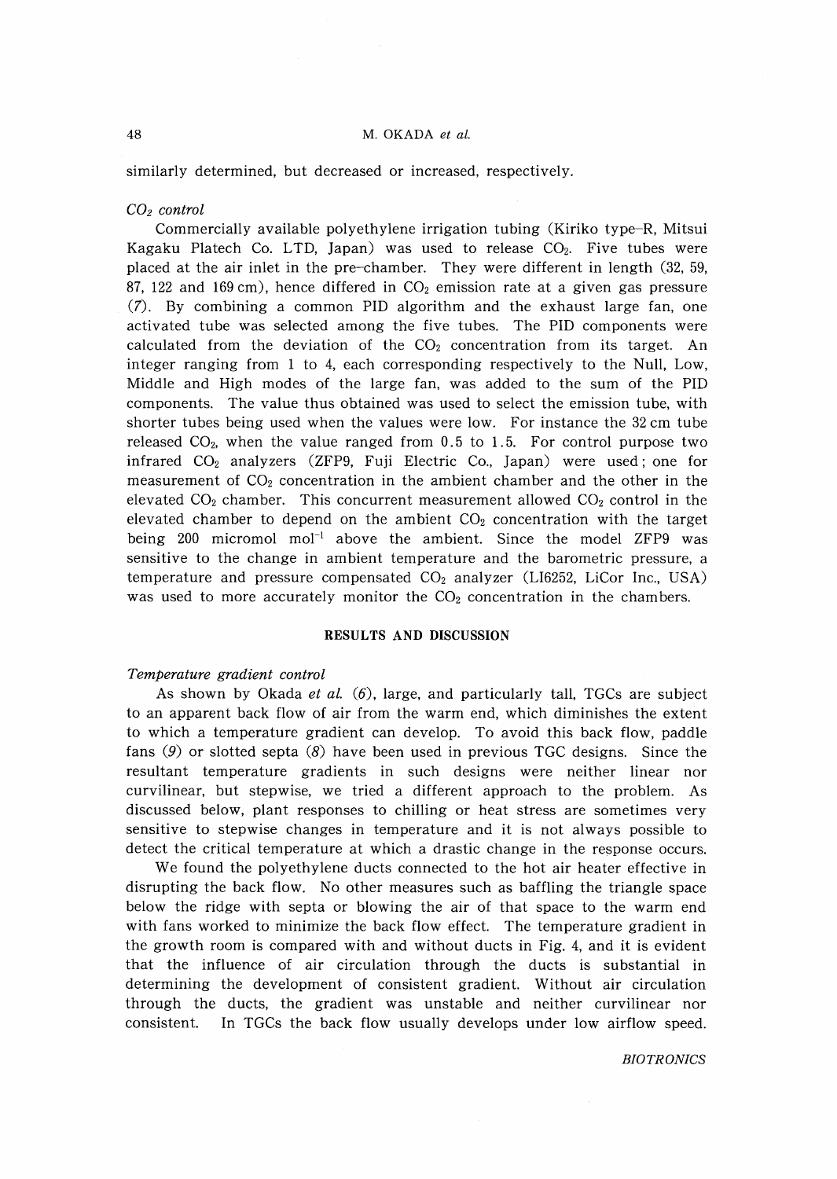similarly determined, but decreased or increased, respectively.

### *$CO_2$ control*

Commercially available polyethylene irrigation tubing (Kiriko type-R, Mitsui Kagaku Platech Co. LTD, Japan) was used to release $CO_2$. Five tubes were placed at the air inlet in the pre-chamber. They were different in length (32, 59, 87, 122 and 169 cm), hence differed in $CO_2$ emission rate at a given gas pressure (*7*). By combining a common PID algorithm and the exhaust large fan, one activated tube was selected among the five tubes. The PID components were calculated from the deviation of the $CO_2$ concentration from its target. An integer ranging from 1 to 4, each corresponding respectively to the Null, Low, Middle and High modes of the large fan, was added to the sum of the PID components. The value thus obtained was used to select the emission tube, with shorter tubes being used when the values were low. For instance the 32 cm tube released $CO_2$, when the value ranged from 0.5 to 1.5. For control purpose two infrared $CO_2$ analyzers (ZFP9, Fuji Electric Co., Japan) were used; one for measurement of $CO_2$ concentration in the ambient chamber and the other in the elevated $CO_2$ chamber. This concurrent measurement allowed $CO_2$ control in the elevated chamber to depend on the ambient $CO_2$ concentration with the target being 200 micromol $mol^{-1}$ above the ambient. Since the model ZFP9 was sensitive to the change in ambient temperature and the barometric pressure, a temperature and pressure compensated $CO_2$ analyzer (LI6252, LiCor Inc., USA) was used to more accurately monitor the $CO_2$ concentration in the chambers.

## RESULTS AND DISCUSSION

### *Temperature gradient control*

As shown by Okada *et al.* (*6*), large, and particularly tall, TGCs are subject to an apparent back flow of air from the warm end, which diminishes the extent to which a temperature gradient can develop. To avoid this back flow, paddle fans (*9*) or slotted septa (*8*) have been used in previous TGC designs. Since the resultant temperature gradients in such designs were neither linear nor curvilinear, but stepwise, we tried a different approach to the problem. As discussed below, plant responses to chilling or heat stress are sometimes very sensitive to stepwise changes in temperature and it is not always possible to detect the critical temperature at which a drastic change in the response occurs.

We found the polyethylene ducts connected to the hot air heater effective in disrupting the back flow. No other measures such as baffling the triangle space below the ridge with septa or blowing the air of that space to the warm end with fans worked to minimize the back flow effect. The temperature gradient in the growth room is compared with and without ducts in Fig. 4, and it is evident that the influence of air circulation through the ducts is substantial in determining the development of consistent gradient. Without air circulation through the ducts, the gradient was unstable and neither curvilinear nor consistent. In TGCs the back flow usually develops under low airflow speed.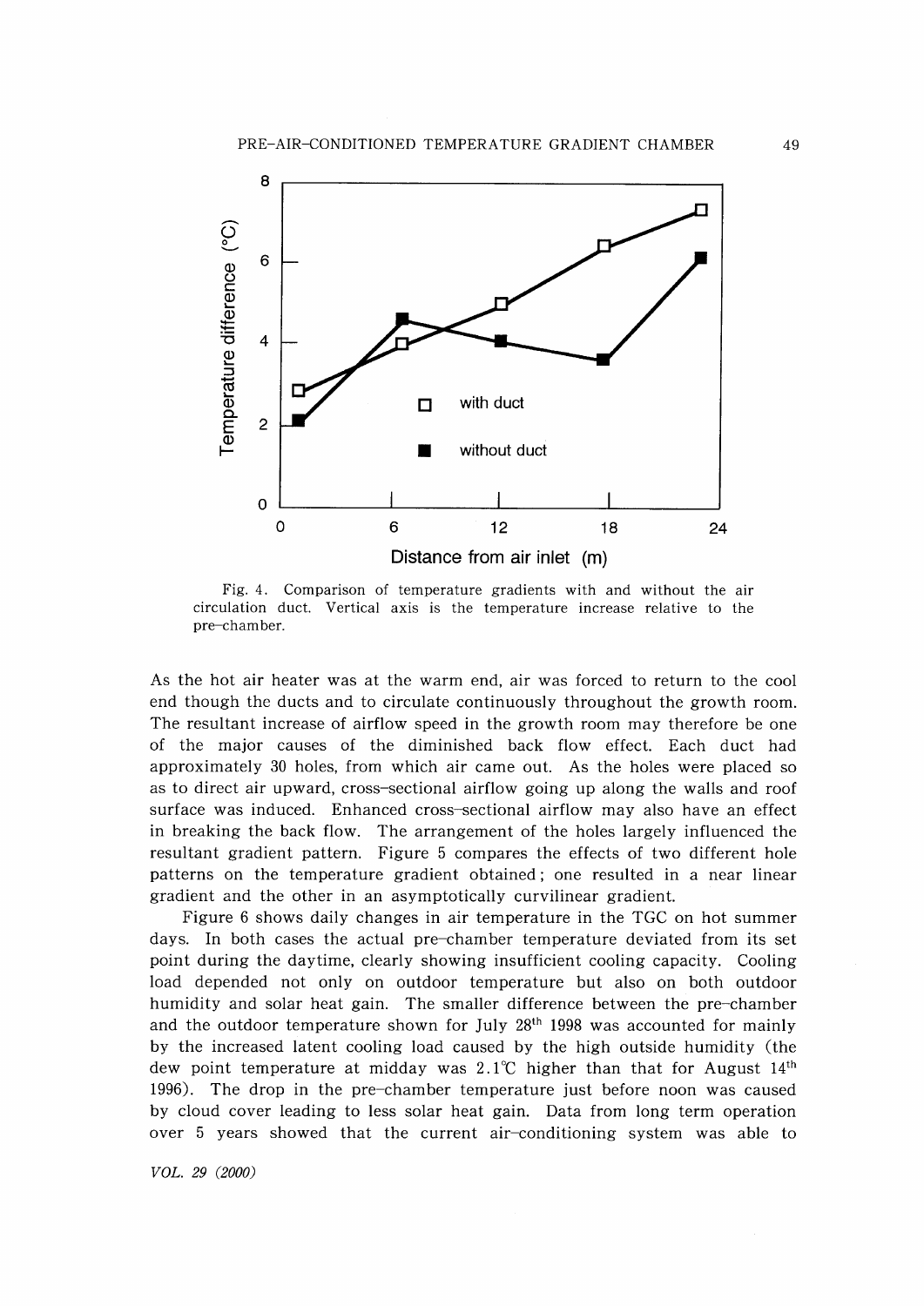Fig. 4. Comparison of temperature gradients with and without the air circulation duct. Vertical axis is the temperature increase relative to the pre-chamber.

As the hot air heater was at the warm end, air was forced to return to the cool end though the ducts and to circulate continuously throughout the growth room. The resultant increase of airflow speed in the growth room may therefore be one of the major causes of the diminished back flow effect. Each duct had approximately 30 holes, from which air came out. As the holes were placed so as to direct air upward, cross-sectional airflow going up along the walls and roof surface was induced. Enhanced cross-sectional airflow may also have an effect in breaking the back flow. The arrangement of the holes largely influenced the resultant gradient pattern. Figure 5 compares the effects of two different hole patterns on the temperature gradient obtained; one resulted in a near linear gradient and the other in an asymptotically curvilinear gradient.

Figure 6 shows daily changes in air temperature in the TGC on hot summer days. In both cases the actual pre-chamber temperature deviated from its set point during the daytime, clearly showing insufficient cooling capacity. Cooling load depended not only on outdoor temperature but also on both outdoor humidity and solar heat gain. The smaller difference between the pre-chamber and the outdoor temperature shown for July 28th 1998 was accounted for mainly by the increased latent cooling load caused by the high outside humidity (the dew point temperature at midday was 2.1℃ higher than that for August 14th 1996). The drop in the pre-chamber temperature just before noon was caused by cloud cover leading to less solar heat gain. Data from long term operation over 5 years showed that the current air-conditioning system was able to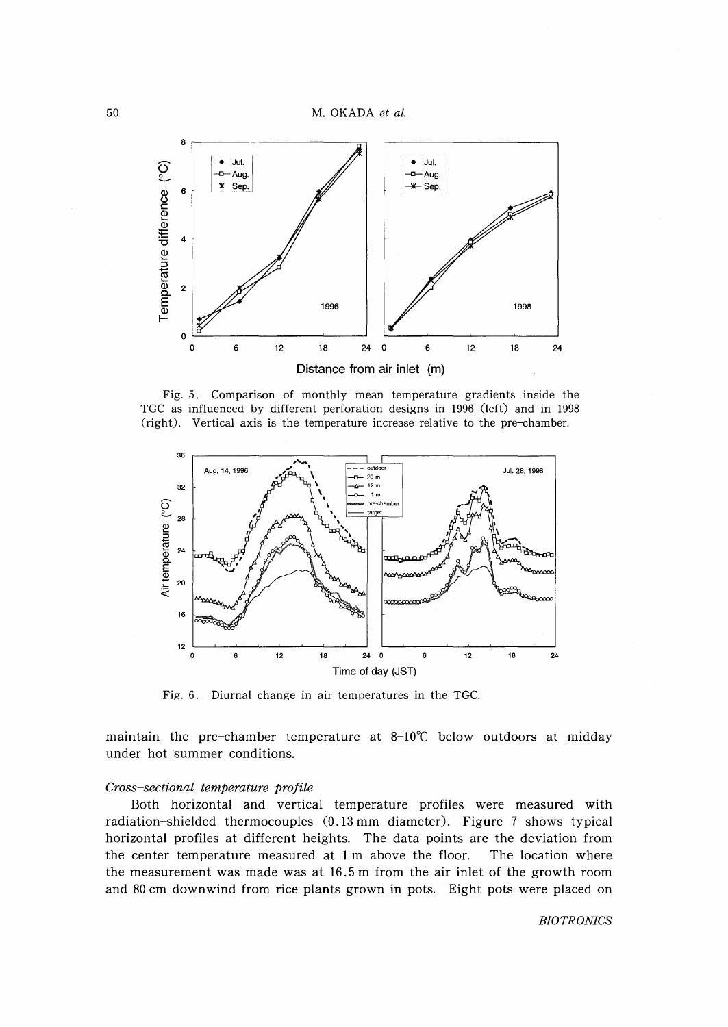Fig. 5. Comparison of monthly mean temperature gradients inside the TGC as influenced by different perforation designs in 1996 (left) and in 1998 (right). Vertical axis is the temperature increase relative to the pre-chamber.

Fig. 6. Diurnal change in air temperatures in the TGC.

maintain the pre-chamber temperature at 8–10℃ below outdoors at midday under hot summer conditions.

*Cross-sectional temperature profile*

Both horizontal and vertical temperature profiles were measured with radiation-shielded thermocouples (0.13 mm diameter). Figure 7 shows typical horizontal profiles at different heights. The data points are the deviation from the center temperature measured at 1 m above the floor. The location where the measurement was made was at 16.5 m from the air inlet of the growth room and 80 cm downwind from rice plants grown in pots. Eight pots were placed on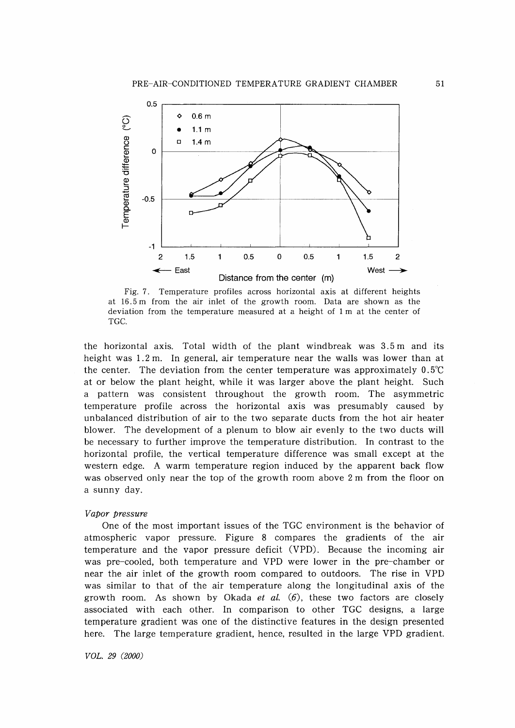Fig. 7. Temperature profiles across horizontal axis at different heights at 16.5 m from the air inlet of the growth room. Data are shown as the deviation from the temperature measured at a height of 1 m at the center of TGC.

the horizontal axis. Total width of the plant windbreak was 3.5 m and its height was 1.2 m. In general, air temperature near the walls was lower than at the center. The deviation from the center temperature was approximately 0.5℃ at or below the plant height, while it was larger above the plant height. Such a pattern was consistent throughout the growth room. The asymmetric temperature profile across the horizontal axis was presumably caused by unbalanced distribution of air to the two separate ducts from the hot air heater blower. The development of a plenum to blow air evenly to the two ducts will be necessary to further improve the temperature distribution. In contrast to the horizontal profile, the vertical temperature difference was small except at the western edge. A warm temperature region induced by the apparent back flow was observed only near the top of the growth room above 2 m from the floor on a sunny day.

*Vapor pressure*

One of the most important issues of the TGC environment is the behavior of atmospheric vapor pressure. Figure 8 compares the gradients of the air temperature and the vapor pressure deficit (VPD). Because the incoming air was pre-cooled, both temperature and VPD were lower in the pre-chamber or near the air inlet of the growth room compared to outdoors. The rise in VPD was similar to that of the air temperature along the longitudinal axis of the growth room. As shown by Okada *et al.* (6), these two factors are closely associated with each other. In comparison to other TGC designs, a large temperature gradient was one of the distinctive features in the design presented here. The large temperature gradient, hence, resulted in the large VPD gradient.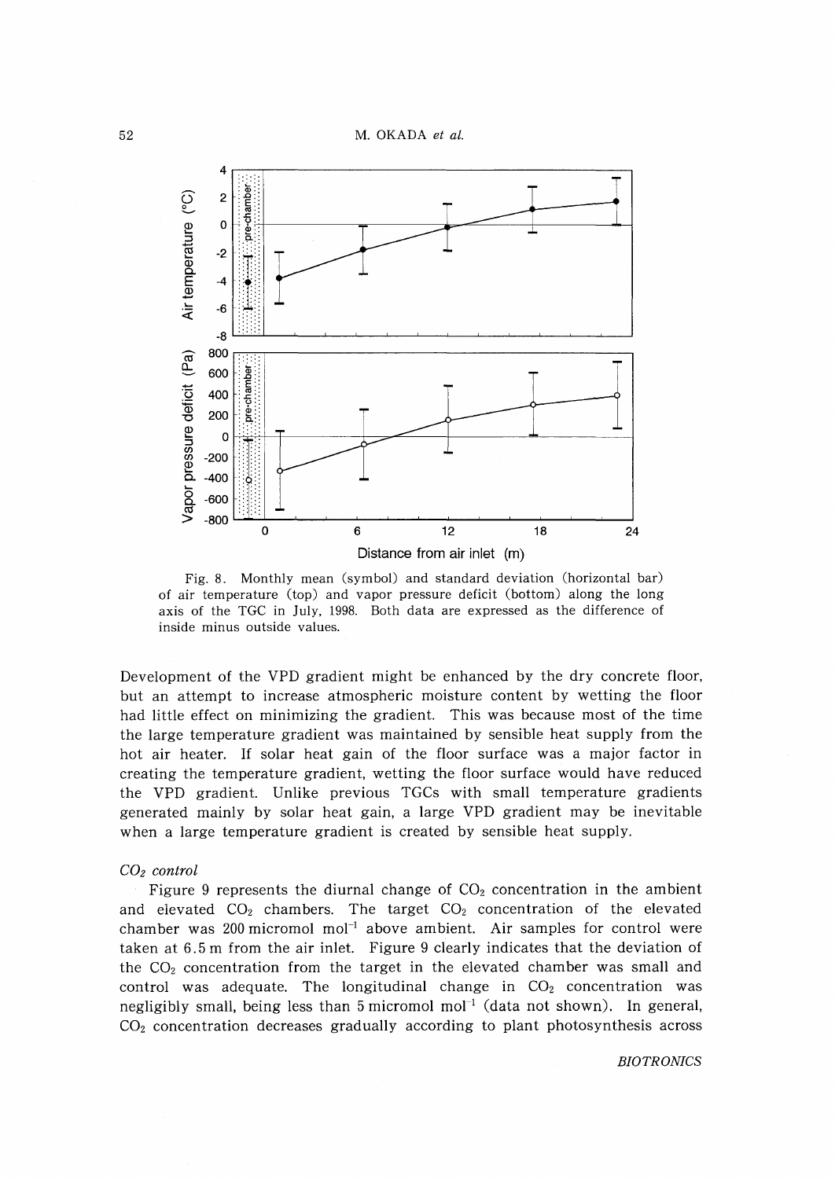Fig. 8. Monthly mean (symbol) and standard deviation (horizontal bar) of air temperature (top) and vapor pressure deficit (bottom) along the long axis of the TGC in July, 1998. Both data are expressed as the difference of inside minus outside values.

Development of the VPD gradient might be enhanced by the dry concrete floor, but an attempt to increase atmospheric moisture content by wetting the floor had little effect on minimizing the gradient. This was because most of the time the large temperature gradient was maintained by sensible heat supply from the hot air heater. If solar heat gain of the floor surface was a major factor in creating the temperature gradient, wetting the floor surface would have reduced the VPD gradient. Unlike previous TGCs with small temperature gradients generated mainly by solar heat gain, a large VPD gradient may be inevitable when a large temperature gradient is created by sensible heat supply.

*$CO_2$ control*

Figure 9 represents the diurnal change of $CO_2$ concentration in the ambient and elevated $CO_2$ chambers. The target $CO_2$ concentration of the elevated chamber was 200 micromol mol$^{-1}$ above ambient. Air samples for control were taken at 6.5 m from the air inlet. Figure 9 clearly indicates that the deviation of the $CO_2$ concentration from the target in the elevated chamber was small and control was adequate. The longitudinal change in $CO_2$ concentration was negligibly small, being less than 5 micromol mol$^{-1}$ (data not shown). In general, $CO_2$ concentration decreases gradually according to plant photosynthesis across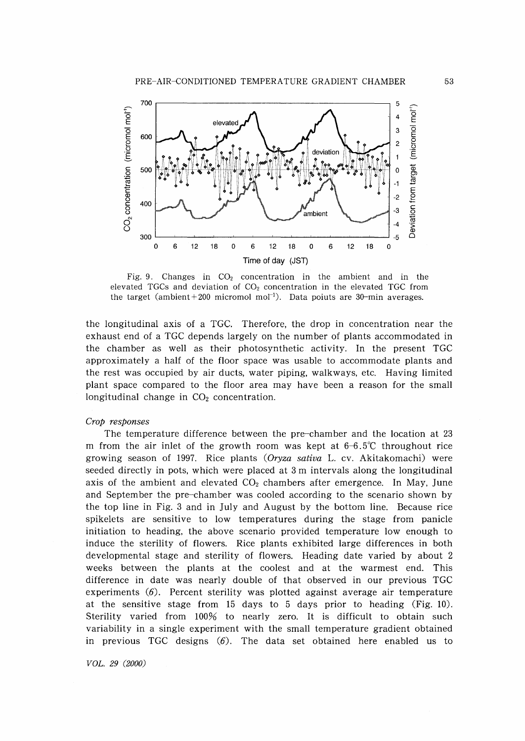Fig. 9. Changes in $CO_2$ concentration in the ambient and in the elevated TGCs and deviation of $CO_2$ concentration in the elevated TGC from the target (ambient+200 micromol $mol^{-1}$). Data poiuts are 30-min averages.

the longitudinal axis of a TGC. Therefore, the drop in concentration near the exhaust end of a TGC depends largely on the number of plants accommodated in the chamber as well as their photosynthetic activity. In the present TGC approximately a half of the floor space was usable to accommodate plants and the rest was occupied by air ducts, water piping, walkways, etc. Having limited plant space compared to the floor area may have been a reason for the small longitudinal change in $CO_2$ concentration.

*Crop responses*

The temperature difference between the pre-chamber and the location at 23 m from the air inlet of the growth room was kept at 6–6.5℃ throughout rice growing season of 1997. Rice plants (*Oryza sativa* L. cv. Akitakomachi) were seeded directly in pots, which were placed at 3 m intervals along the longitudinal axis of the ambient and elevated $CO_2$ chambers after emergence. In May, June and September the pre-chamber was cooled according to the scenario shown by the top line in Fig. 3 and in July and August by the bottom line. Because rice spikelets are sensitive to low temperatures during the stage from panicle initiation to heading, the above scenario provided temperature low enough to induce the sterility of flowers. Rice plants exhibited large differences in both developmental stage and sterility of flowers. Heading date varied by about 2 weeks between the plants at the coolest and at the warmest end. This difference in date was nearly double of that observed in our previous TGC experiments (*6*). Percent sterility was plotted against average air temperature at the sensitive stage from 15 days to 5 days prior to heading (Fig. 10). Sterility varied from 100% to nearly zero. It is difficult to obtain such variability in a single experiment with the small temperature gradient obtained in previous TGC designs (*6*). The data set obtained here enabled us to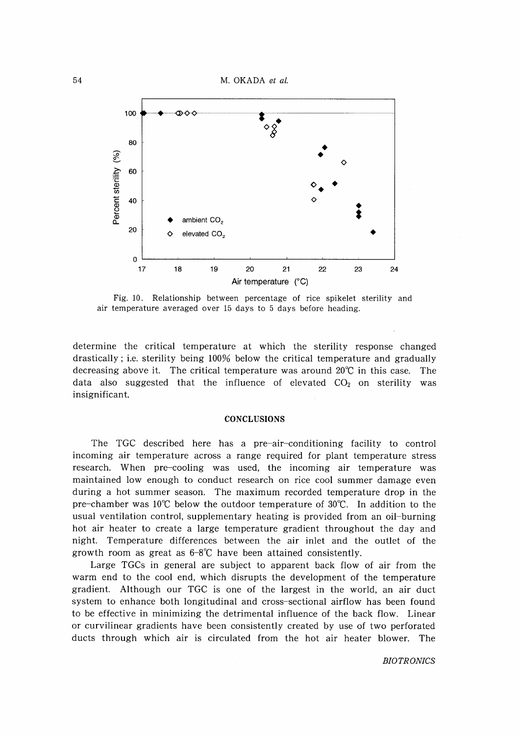Fig. 10. Relationship between percentage of rice spikelet sterility and air temperature averaged over 15 days to 5 days before heading.

determine the critical temperature at which the sterility response changed drastically; i.e. sterility being 100% below the critical temperature and gradually decreasing above it. The critical temperature was around 20℃ in this case. The data also suggested that the influence of elevated $CO_2$ on sterility was insignificant.

## CONCLUSIONS

The TGC described here has a pre-air-conditioning facility to control incoming air temperature across a range required for plant temperature stress research. When pre-cooling was used, the incoming air temperature was maintained low enough to conduct research on rice cool summer damage even during a hot summer season. The maximum recorded temperature drop in the pre-chamber was 10℃ below the outdoor temperature of 30℃. In addition to the usual ventilation control, supplementary heating is provided from an oil-burning hot air heater to create a large temperature gradient throughout the day and night. Temperature differences between the air inlet and the outlet of the growth room as great as 6–8℃ have been attained consistently.

Large TGCs in general are subject to apparent back flow of air from the warm end to the cool end, which disrupts the development of the temperature gradient. Although our TGC is one of the largest in the world, an air duct system to enhance both longitudinal and cross-sectional airflow has been found to be effective in minimizing the detrimental influence of the back flow. Linear or curvilinear gradients have been consistently created by use of two perforated ducts through which air is circulated from the hot air heater blower. The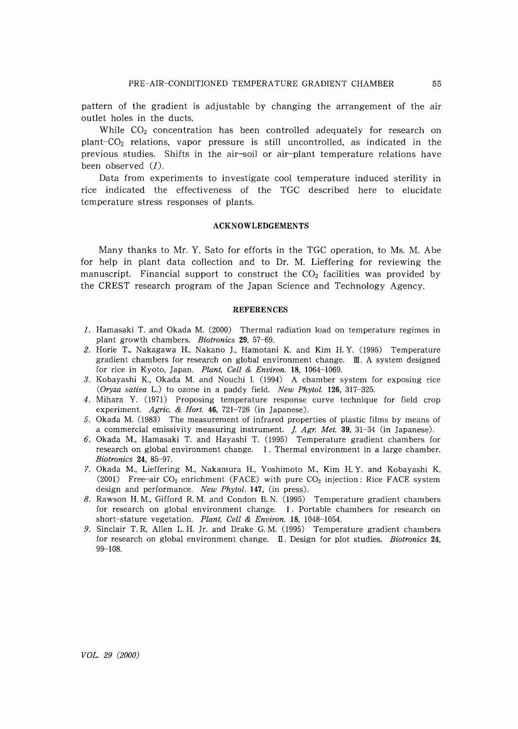pattern of the gradient is adjustable by changing the arrangement of the air outlet holes in the ducts.

While $CO_2$ concentration has been controlled adequately for research on plant–$CO_2$ relations, vapor pressure is still uncontrolled, as indicated in the previous studies. Shifts in the air–soil or air–plant temperature relations have been observed (*1*).

Data from experiments to investigate cool temperature induced sterility in rice indicated the effectiveness of the TGC described here to elucidate temperature stress responses of plants.

## ACKNOWLEDGEMENTS

Many thanks to Mr. Y. Sato for efforts in the TGC operation, to Ms. M. Abe for help in plant data collection and to Dr. M. Lieffering for reviewing the manuscript. Financial support to construct the $CO_2$ facilities was provided by the CREST research program of the Japan Science and Technology Agency.

## REFERENCES

1. Hamasaki T. and Okada M. (2000) Thermal radiation load on temperature regimes in plant growth chambers. *Biotronics* **29**, 57–69.
2. Horie T., Nakagawa H., Nakano J., Hamotani K. and Kim H. Y. (1995) Temperature gradient chambers for research on global environment change. III. A system designed for rice in Kyoto, Japan. *Plant, Cell & Environ.* **18**, 1064–1069.
3. Kobayashi K., Okada M. and Nouchi I. (1994) A chamber system for exposing rice (*Oryza sativa* L.) to ozone in a paddy field. *New Phytol.* **126**, 317–325.
4. Mihara Y. (1971) Proposing temperature response curve technique for field crop experiment. *Agric. & Hort.* **46**, 721–726 (in Japanese).
5. Okada M. (1983) The measurement of infrared properties of plastic films by means of a commercial emissivity measuring instrument. *J. Agr. Met.* **39**, 31–34 (in Japanese).
6. Okada M., Hamasaki T. and Hayashi T. (1995) Temperature gradient chambers for research on global environment change. I. Thermal environment in a large chamber. *Biotronics* **24**, 85–97.
7. Okada M., Lieffering M., Nakamura H., Yoshimoto M., Kim H. Y. and Kobayashi K. (2001) Free-air $CO_2$ enrichment (FACE) with pure $CO_2$ injection: Rice FACE system design and performance. *New Phytol.* **147**, (in press).
8. Rawson H. M., Gifford R. M. and Condon B. N. (1995) Temperature gradient chambers for research on global environment change. I. Portable chambers for research on short-stature vegetation. *Plant, Cell & Environ.* **18**, 1048–1054.
9. Sinclair T. R, Allen L. H. Jr. and Drake G. M. (1995) Temperature gradient chambers for research on global environment change. II. Design for plot studies. *Biotronics* **24**, 99–108.